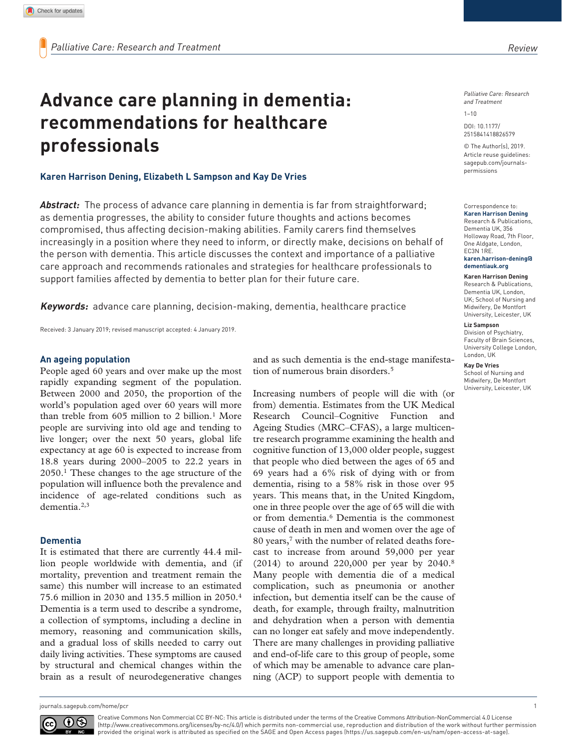# Advance care planning in dementia: recommendations for healthcare professionals

**Karen Harrison Dening, Elizabeth L Sampson and Kay De Vries**

Palliative Care: Research and Treatment

DOI: 10.1177/2515841418826579

© The Author(s), 2019. Article reuse guidelines: sagepub.com/journals-permissions

Correspondence to:
**Karen Harrison Dening**
Research & Publications, Dementia UK, 356 Holloway Road, 7th Floor, One Aldgate, London, EC3N 1RE.
**karen.harrison-dening@dementiauk.org**

**Karen Harrison Dening**
Research & Publications, Dementia UK, London, UK; School of Nursing and Midwifery, De Montfort University, Leicester, UK

**Liz Sampson**
Division of Psychiatry, Faculty of Brain Sciences, University College London, London, UK

**Kay De Vries**
School of Nursing and Midwifery, De Montfort University, Leicester, UK

***Abstract:*** The process of advance care planning in dementia is far from straightforward; as dementia progresses, the ability to consider future thoughts and actions becomes compromised, thus affecting decision-making abilities. Family carers find themselves increasingly in a position where they need to inform, or directly make, decisions on behalf of the person with dementia. This article discusses the context and importance of a palliative care approach and recommends rationales and strategies for healthcare professionals to support families affected by dementia to better plan for their future care.

***Keywords:*** advance care planning, decision-making, dementia, healthcare practice

Received: 3 January 2019; revised manuscript accepted: 4 January 2019.

## An ageing population

People aged 60 years and over make up the most rapidly expanding segment of the population. Between 2000 and 2050, the proportion of the world's population aged over 60 years will more than treble from 605 million to 2 billion.[1] More people are surviving into old age and tending to live longer; over the next 50 years, global life expectancy at age 60 is expected to increase from 18.8 years during 2000–2005 to 22.2 years in 2050.[1] These changes to the age structure of the population will influence both the prevalence and incidence of age-related conditions such as dementia.[2,3]

## Dementia

It is estimated that there are currently 44.4 million people worldwide with dementia, and (if mortality, prevention and treatment remain the same) this number will increase to an estimated 75.6 million in 2030 and 135.5 million in 2050.[4] Dementia is a term used to describe a syndrome, a collection of symptoms, including a decline in memory, reasoning and communication skills, and a gradual loss of skills needed to carry out daily living activities. These symptoms are caused by structural and chemical changes within the brain as a result of neurodegenerative changes and as such dementia is the end-stage manifestation of numerous brain disorders.[5]

Increasing numbers of people will die with (or from) dementia. Estimates from the UK Medical Research Council–Cognitive Function and Ageing Studies (MRC–CFAS), a large multicentre research programme examining the health and cognitive function of 13,000 older people, suggest that people who died between the ages of 65 and 69 years had a 6% risk of dying with or from dementia, rising to a 58% risk in those over 95 years. This means that, in the United Kingdom, one in three people over the age of 65 will die with or from dementia.[6] Dementia is the commonest cause of death in men and women over the age of 80 years,[7] with the number of related deaths forecast to increase from around 59,000 per year (2014) to around 220,000 per year by 2040.[8] Many people with dementia die of a medical complication, such as pneumonia or another infection, but dementia itself can be the cause of death, for example, through frailty, malnutrition and dehydration when a person with dementia can no longer eat safely and move independently. There are many challenges in providing palliative and end-of-life care to this group of people, some of which may be amenable to advance care planning (ACP) to support people with dementia to

Creative Commons Non Commercial CC BY-NC: This article is distributed under the terms of the Creative Commons Attribution-NonCommercial 4.0 License (http://www.creativecommons.org/licenses/by-nc/4.0/) which permits non-commercial use, reproduction and distribution of the work without further permission provided the original work is attributed as specified on the SAGE and Open Access pages (https://us.sagepub.com/en-us/nam/open-access-at-sage).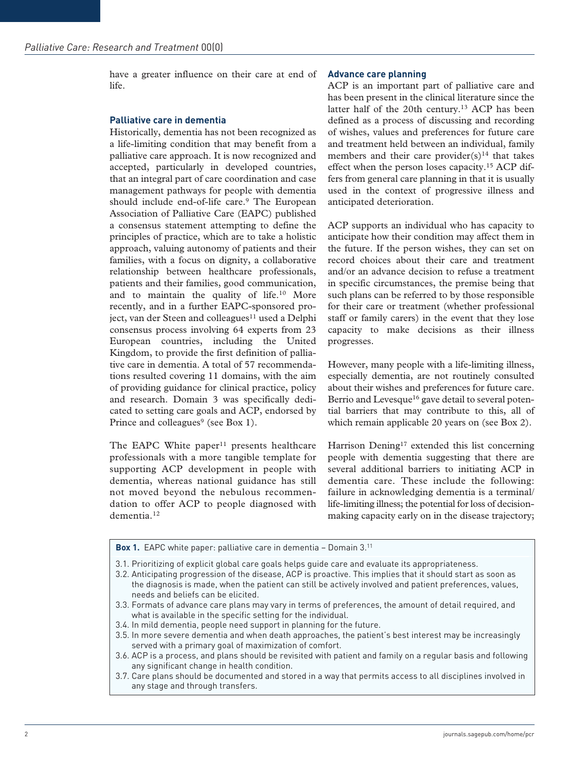have a greater influence on their care at end of life.

### Palliative care in dementia

Historically, dementia has not been recognized as a life-limiting condition that may benefit from a palliative care approach. It is now recognized and accepted, particularly in developed countries, that an integral part of care coordination and case management pathways for people with dementia should include end-of-life care.[9] The European Association of Palliative Care (EAPC) published a consensus statement attempting to define the principles of practice, which are to take a holistic approach, valuing autonomy of patients and their families, with a focus on dignity, a collaborative relationship between healthcare professionals, patients and their families, good communication, and to maintain the quality of life.[10] More recently, and in a further EAPC-sponsored project, van der Steen and colleagues[11] used a Delphi consensus process involving 64 experts from 23 European countries, including the United Kingdom, to provide the first definition of palliative care in dementia. A total of 57 recommendations resulted covering 11 domains, with the aim of providing guidance for clinical practice, policy and research. Domain 3 was specifically dedicated to setting care goals and ACP, endorsed by Prince and colleagues[9] (see Box 1).

The EAPC White paper[11] presents healthcare professionals with a more tangible template for supporting ACP development in people with dementia, whereas national guidance has still not moved beyond the nebulous recommendation to offer ACP to people diagnosed with dementia.[12]

### Advance care planning

ACP is an important part of palliative care and has been present in the clinical literature since the latter half of the 20th century.[13] ACP has been defined as a process of discussing and recording of wishes, values and preferences for future care and treatment held between an individual, family members and their care provider(s)[14] that takes effect when the person loses capacity.[15] ACP differs from general care planning in that it is usually used in the context of progressive illness and anticipated deterioration.

ACP supports an individual who has capacity to anticipate how their condition may affect them in the future. If the person wishes, they can set on record choices about their care and treatment and/or an advance decision to refuse a treatment in specific circumstances, the premise being that such plans can be referred to by those responsible for their care or treatment (whether professional staff or family carers) in the event that they lose capacity to make decisions as their illness progresses.

However, many people with a life-limiting illness, especially dementia, are not routinely consulted about their wishes and preferences for future care. Berrio and Levesque[16] gave detail to several potential barriers that may contribute to this, all of which remain applicable 20 years on (see Box 2).

Harrison Dening[17] extended this list concerning people with dementia suggesting that there are several additional barriers to initiating ACP in dementia care. These include the following: failure in acknowledging dementia is a terminal/life-limiting illness; the potential for loss of decision-making capacity early on in the disease trajectory;

**Box 1.** EAPC white paper: palliative care in dementia – Domain 3.[11]

- 3.1. Prioritizing of explicit global care goals helps guide care and evaluate its appropriateness.
- 3.2. Anticipating progression of the disease, ACP is proactive. This implies that it should start as soon as the diagnosis is made, when the patient can still be actively involved and patient preferences, values, needs and beliefs can be elicited.
- 3.3. Formats of advance care plans may vary in terms of preferences, the amount of detail required, and what is available in the specific setting for the individual.
- 3.4. In mild dementia, people need support in planning for the future.
- 3.5. In more severe dementia and when death approaches, the patient's best interest may be increasingly served with a primary goal of maximization of comfort.
- 3.6. ACP is a process, and plans should be revisited with patient and family on a regular basis and following any significant change in health condition.
- 3.7. Care plans should be documented and stored in a way that permits access to all disciplines involved in any stage and through transfers.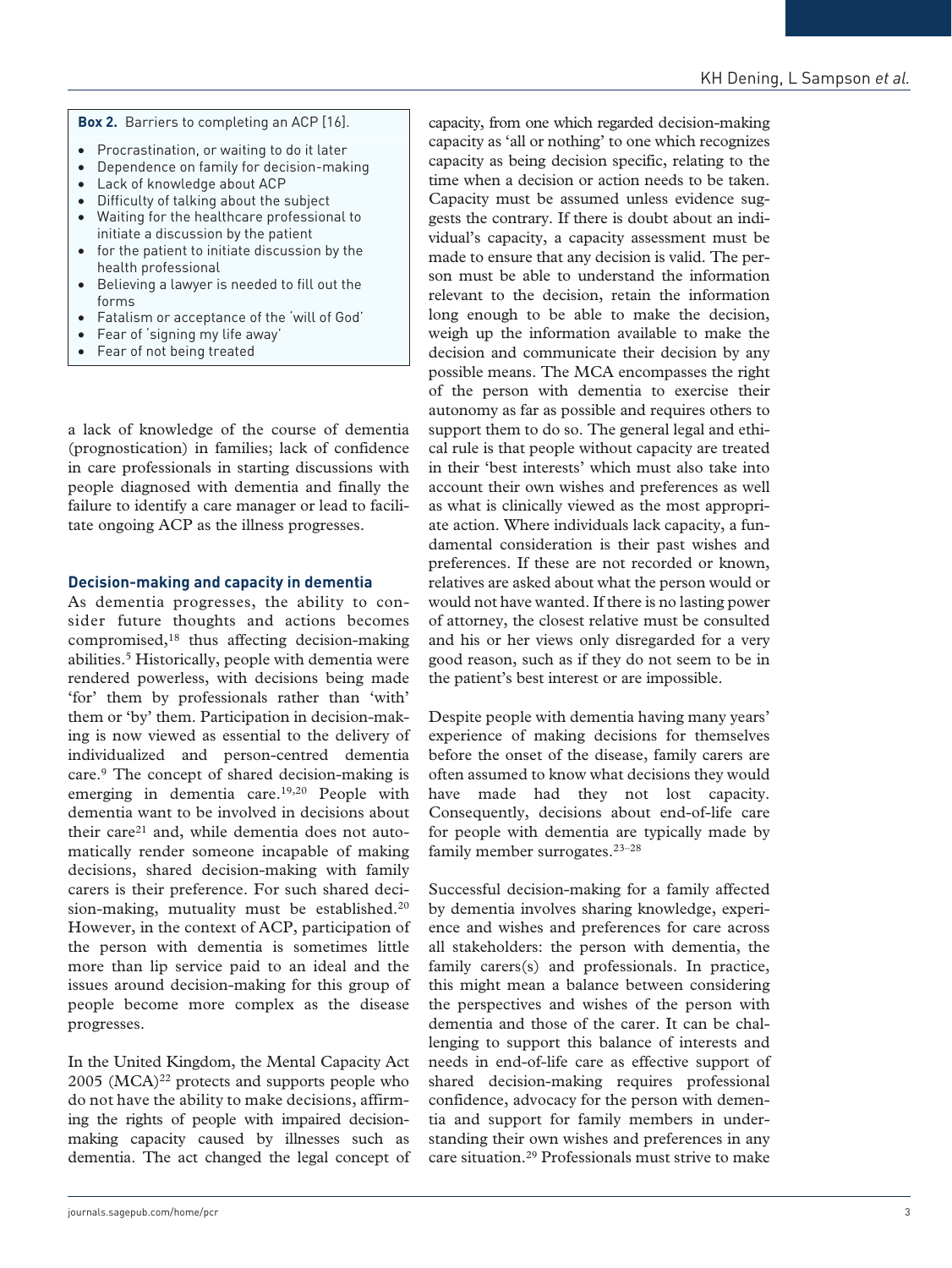**Box 2.** Barriers to completing an ACP [16].

- Procrastination, or waiting to do it later
- Dependence on family for decision-making
- Lack of knowledge about ACP
- Difficulty of talking about the subject
- Waiting for the healthcare professional to initiate a discussion by the patient
- for the patient to initiate discussion by the health professional
- Believing a lawyer is needed to fill out the forms
- Fatalism or acceptance of the 'will of God'
- Fear of 'signing my life away'
- Fear of not being treated

a lack of knowledge of the course of dementia (prognostication) in families; lack of confidence in care professionals in starting discussions with people diagnosed with dementia and finally the failure to identify a care manager or lead to facilitate ongoing ACP as the illness progresses.

### Decision-making and capacity in dementia

As dementia progresses, the ability to consider future thoughts and actions becomes compromised,[18] thus affecting decision-making abilities.[5] Historically, people with dementia were rendered powerless, with decisions being made 'for' them by professionals rather than 'with' them or 'by' them. Participation in decision-making is now viewed as essential to the delivery of individualized and person-centred dementia care.[9] The concept of shared decision-making is emerging in dementia care.[19,20] People with dementia want to be involved in decisions about their care[21] and, while dementia does not automatically render someone incapable of making decisions, shared decision-making with family carers is their preference. For such shared decision-making, mutuality must be established.[20] However, in the context of ACP, participation of the person with dementia is sometimes little more than lip service paid to an ideal and the issues around decision-making for this group of people become more complex as the disease progresses.

In the United Kingdom, the Mental Capacity Act 2005 (MCA)[22] protects and supports people who do not have the ability to make decisions, affirming the rights of people with impaired decision-making capacity caused by illnesses such as dementia. The act changed the legal concept of capacity, from one which regarded decision-making capacity as 'all or nothing' to one which recognizes capacity as being decision specific, relating to the time when a decision or action needs to be taken. Capacity must be assumed unless evidence suggests the contrary. If there is doubt about an individual's capacity, a capacity assessment must be made to ensure that any decision is valid. The person must be able to understand the information relevant to the decision, retain the information long enough to be able to make the decision, weigh up the information available to make the decision and communicate their decision by any possible means. The MCA encompasses the right of the person with dementia to exercise their autonomy as far as possible and requires others to support them to do so. The general legal and ethical rule is that people without capacity are treated in their 'best interests' which must also take into account their own wishes and preferences as well as what is clinically viewed as the most appropriate action. Where individuals lack capacity, a fundamental consideration is their past wishes and preferences. If these are not recorded or known, relatives are asked about what the person would or would not have wanted. If there is no lasting power of attorney, the closest relative must be consulted and his or her views only disregarded for a very good reason, such as if they do not seem to be in the patient's best interest or are impossible.

Despite people with dementia having many years' experience of making decisions for themselves before the onset of the disease, family carers are often assumed to know what decisions they would have made had they not lost capacity. Consequently, decisions about end-of-life care for people with dementia are typically made by family member surrogates.[23–28]

Successful decision-making for a family affected by dementia involves sharing knowledge, experience and wishes and preferences for care across all stakeholders: the person with dementia, the family carers(s) and professionals. In practice, this might mean a balance between considering the perspectives and wishes of the person with dementia and those of the carer. It can be challenging to support this balance of interests and needs in end-of-life care as effective support of shared decision-making requires professional confidence, advocacy for the person with dementia and support for family members in understanding their own wishes and preferences in any care situation.[29] Professionals must strive to make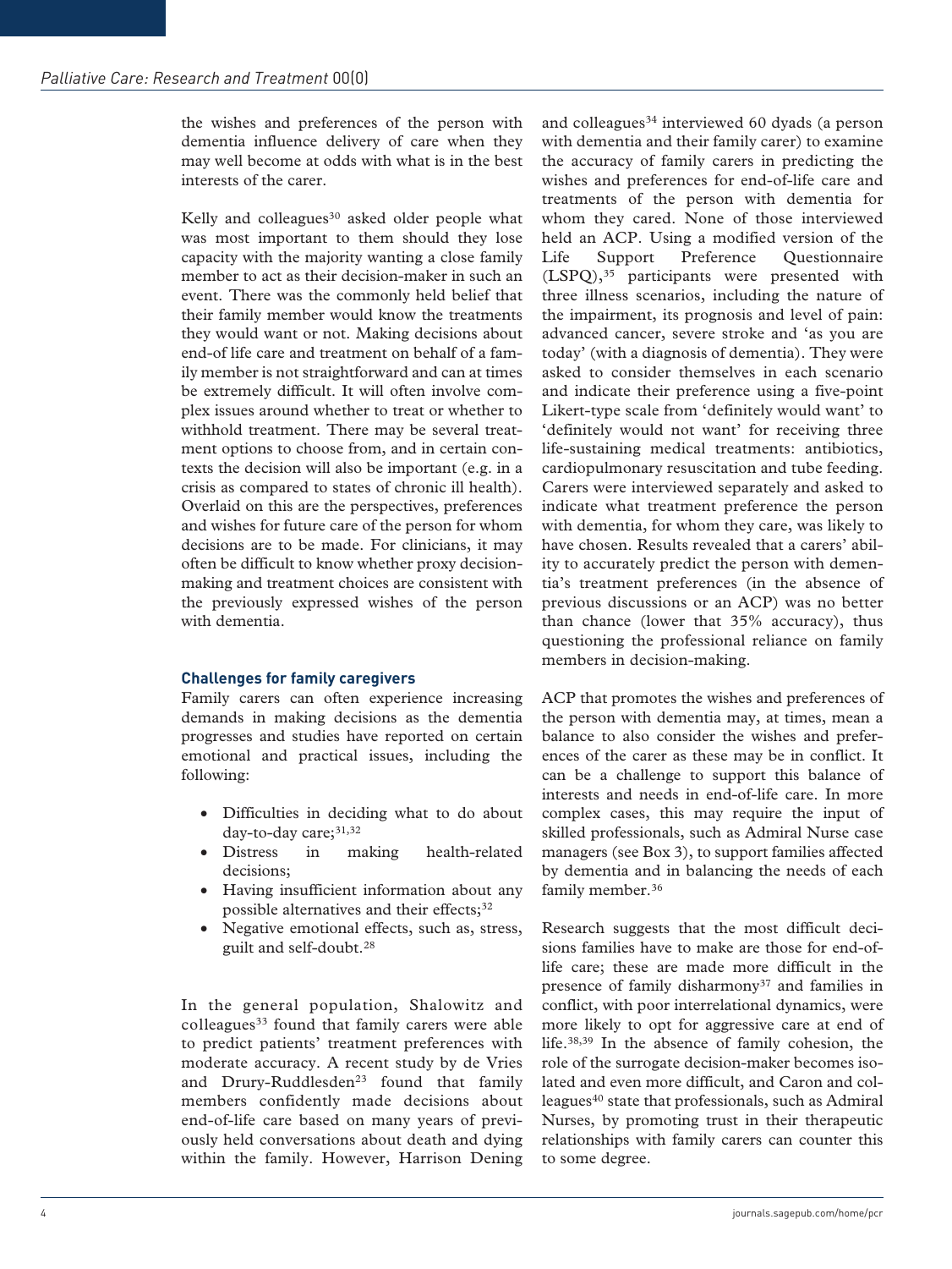the wishes and preferences of the person with dementia influence delivery of care when they may well become at odds with what is in the best interests of the carer.

Kelly and colleagues[30] asked older people what was most important to them should they lose capacity with the majority wanting a close family member to act as their decision-maker in such an event. There was the commonly held belief that their family member would know the treatments they would want or not. Making decisions about end-of life care and treatment on behalf of a family member is not straightforward and can at times be extremely difficult. It will often involve complex issues around whether to treat or whether to withhold treatment. There may be several treatment options to choose from, and in certain contexts the decision will also be important (e.g. in a crisis as compared to states of chronic ill health). Overlaid on this are the perspectives, preferences and wishes for future care of the person for whom decisions are to be made. For clinicians, it may often be difficult to know whether proxy decision-making and treatment choices are consistent with the previously expressed wishes of the person with dementia.

### Challenges for family caregivers

Family carers can often experience increasing demands in making decisions as the dementia progresses and studies have reported on certain emotional and practical issues, including the following:

- Difficulties in deciding what to do about day-to-day care;[31,32]
- Distress in making health-related decisions;
- Having insufficient information about any possible alternatives and their effects;[32]
- Negative emotional effects, such as, stress, guilt and self-doubt.[28]

In the general population, Shalowitz and colleagues[33] found that family carers were able to predict patients' treatment preferences with moderate accuracy. A recent study by de Vries and Drury-Ruddlesden[23] found that family members confidently made decisions about end-of-life care based on many years of previously held conversations about death and dying within the family. However, Harrison Dening and colleagues[34] interviewed 60 dyads (a person with dementia and their family carer) to examine the accuracy of family carers in predicting the wishes and preferences for end-of-life care and treatments of the person with dementia for whom they cared. None of those interviewed held an ACP. Using a modified version of the Life Support Preference Questionnaire (LSPQ),[35] participants were presented with three illness scenarios, including the nature of the impairment, its prognosis and level of pain: advanced cancer, severe stroke and 'as you are today' (with a diagnosis of dementia). They were asked to consider themselves in each scenario and indicate their preference using a five-point Likert-type scale from 'definitely would want' to 'definitely would not want' for receiving three life-sustaining medical treatments: antibiotics, cardiopulmonary resuscitation and tube feeding. Carers were interviewed separately and asked to indicate what treatment preference the person with dementia, for whom they care, was likely to have chosen. Results revealed that a carers' ability to accurately predict the person with dementia's treatment preferences (in the absence of previous discussions or an ACP) was no better than chance (lower that 35% accuracy), thus questioning the professional reliance on family members in decision-making.

ACP that promotes the wishes and preferences of the person with dementia may, at times, mean a balance to also consider the wishes and preferences of the carer as these may be in conflict. It can be a challenge to support this balance of interests and needs in end-of-life care. In more complex cases, this may require the input of skilled professionals, such as Admiral Nurse case managers (see Box 3), to support families affected by dementia and in balancing the needs of each family member.[36]

Research suggests that the most difficult decisions families have to make are those for end-of-life care; these are made more difficult in the presence of family disharmony[37] and families in conflict, with poor interrelational dynamics, were more likely to opt for aggressive care at end of life.[38,39] In the absence of family cohesion, the role of the surrogate decision-maker becomes isolated and even more difficult, and Caron and colleagues[40] state that professionals, such as Admiral Nurses, by promoting trust in their therapeutic relationships with family carers can counter this to some degree.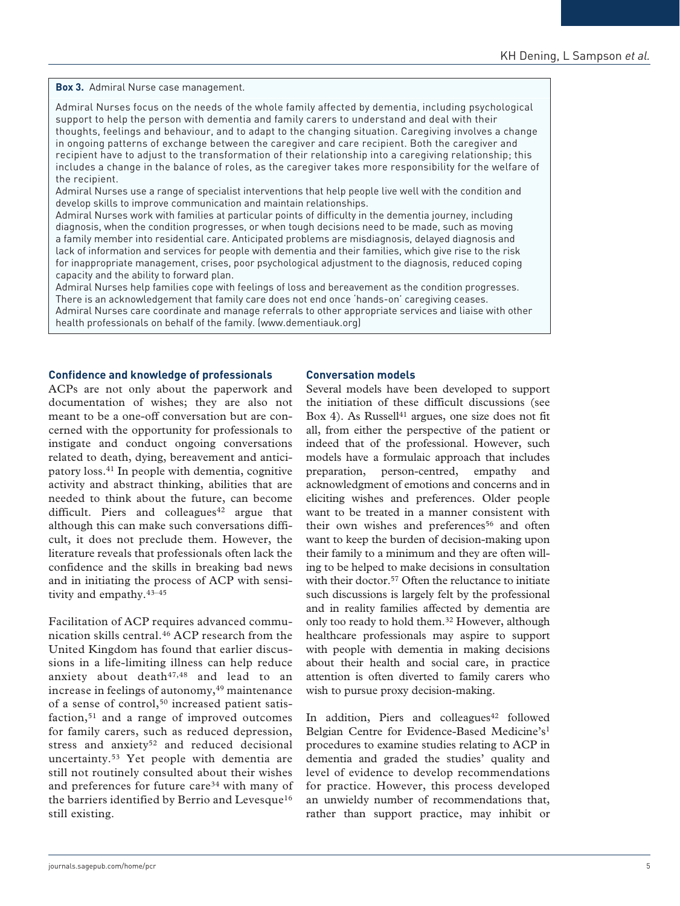**Box 3.** Admiral Nurse case management.

Admiral Nurses focus on the needs of the whole family affected by dementia, including psychological support to help the person with dementia and family carers to understand and deal with their thoughts, feelings and behaviour, and to adapt to the changing situation. Caregiving involves a change in ongoing patterns of exchange between the caregiver and care recipient. Both the caregiver and recipient have to adjust to the transformation of their relationship into a caregiving relationship; this includes a change in the balance of roles, as the caregiver takes more responsibility for the welfare of the recipient.

Admiral Nurses use a range of specialist interventions that help people live well with the condition and develop skills to improve communication and maintain relationships.

Admiral Nurses work with families at particular points of difficulty in the dementia journey, including diagnosis, when the condition progresses, or when tough decisions need to be made, such as moving a family member into residential care. Anticipated problems are misdiagnosis, delayed diagnosis and lack of information and services for people with dementia and their families, which give rise to the risk for inappropriate management, crises, poor psychological adjustment to the diagnosis, reduced coping capacity and the ability to forward plan.

Admiral Nurses help families cope with feelings of loss and bereavement as the condition progresses. There is an acknowledgement that family care does not end once 'hands-on' caregiving ceases.

Admiral Nurses care coordinate and manage referrals to other appropriate services and liaise with other health professionals on behalf of the family. (www.dementiauk.org)

### Confidence and knowledge of professionals

ACPs are not only about the paperwork and documentation of wishes; they are also not meant to be a one-off conversation but are concerned with the opportunity for professionals to instigate and conduct ongoing conversations related to death, dying, bereavement and anticipatory loss.[41] In people with dementia, cognitive activity and abstract thinking, abilities that are needed to think about the future, can become difficult. Piers and colleagues[42] argue that although this can make such conversations difficult, it does not preclude them. However, the literature reveals that professionals often lack the confidence and the skills in breaking bad news and in initiating the process of ACP with sensitivity and empathy.[43–45]

Facilitation of ACP requires advanced communication skills central.[46] ACP research from the United Kingdom has found that earlier discussions in a life-limiting illness can help reduce anxiety about death[47,48] and lead to an increase in feelings of autonomy,[49] maintenance of a sense of control,[50] increased patient satisfaction,[51] and a range of improved outcomes for family carers, such as reduced depression, stress and anxiety[52] and reduced decisional uncertainty.[53] Yet people with dementia are still not routinely consulted about their wishes and preferences for future care[34] with many of the barriers identified by Berrio and Levesque[16] still existing.

### Conversation models

Several models have been developed to support the initiation of these difficult discussions (see Box 4). As Russell[41] argues, one size does not fit all, from either the perspective of the patient or indeed that of the professional. However, such models have a formulaic approach that includes preparation, person-centred, empathy and acknowledgment of emotions and concerns and in eliciting wishes and preferences. Older people want to be treated in a manner consistent with their own wishes and preferences[56] and often want to keep the burden of decision-making upon their family to a minimum and they are often willing to be helped to make decisions in consultation with their doctor.[57] Often the reluctance to initiate such discussions is largely felt by the professional and in reality families affected by dementia are only too ready to hold them.[32] However, although healthcare professionals may aspire to support with people with dementia in making decisions about their health and social care, in practice attention is often diverted to family carers who wish to pursue proxy decision-making.

In addition, Piers and colleagues[42] followed Belgian Centre for Evidence-Based Medicine's[1] procedures to examine studies relating to ACP in dementia and graded the studies' quality and level of evidence to develop recommendations for practice. However, this process developed an unwieldy number of recommendations that, rather than support practice, may inhibit or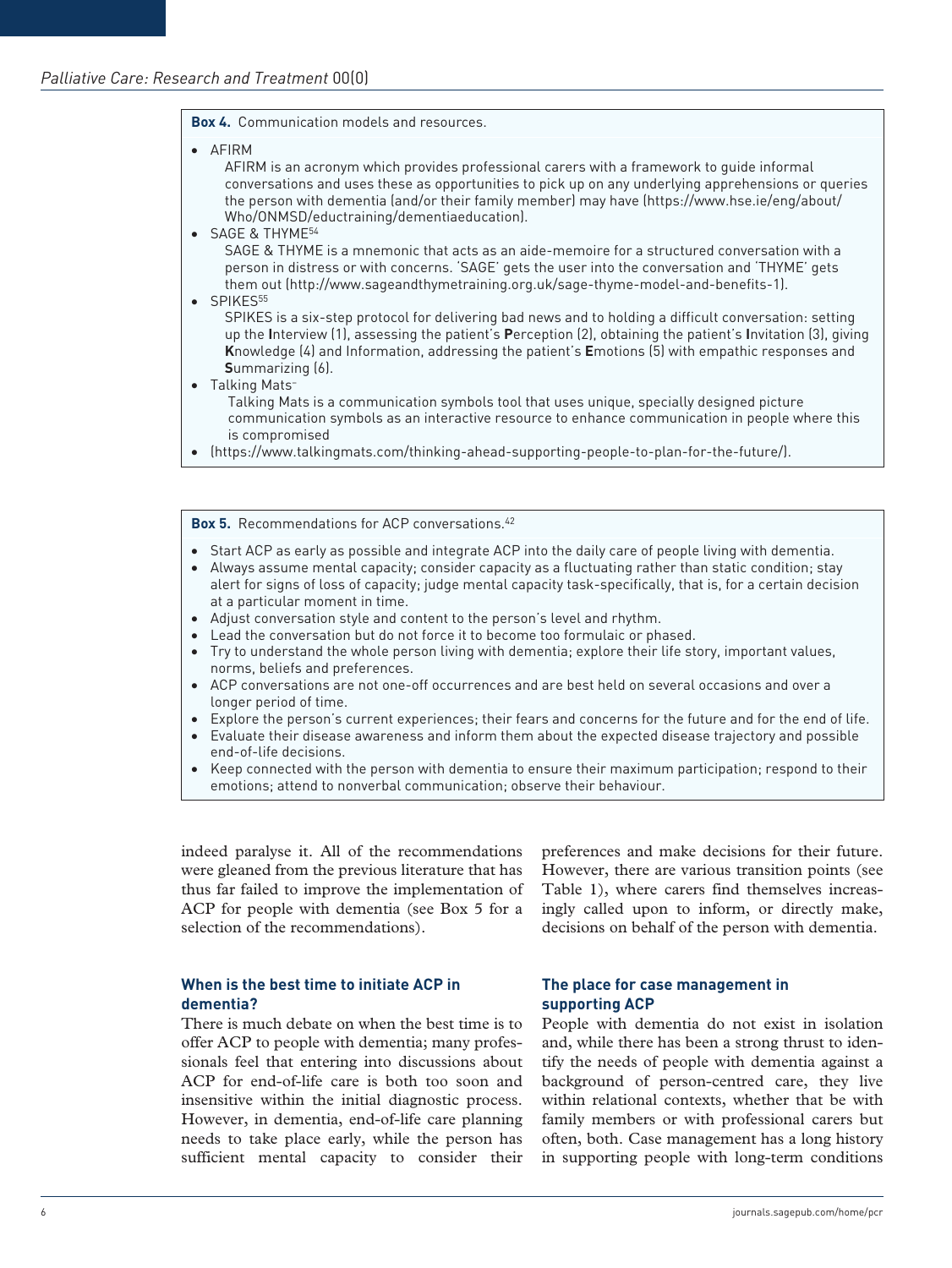**Box 4.** Communication models and resources.

- AFIRM
  AFIRM is an acronym which provides professional carers with a framework to guide informal conversations and uses these as opportunities to pick up on any underlying apprehensions or queries the person with dementia (and/or their family member) may have (https://www.hse.ie/eng/about/Who/ONMSD/eductraining/dementiaeducation).
- SAGE & THYME[54]
  SAGE & THYME is a mnemonic that acts as an aide-memoire for a structured conversation with a person in distress or with concerns. 'SAGE' gets the user into the conversation and 'THYME' gets them out (http://www.sageandthymetraining.org.uk/sage-thyme-model-and-benefits-1).
- SPIKES[55]
  SPIKES is a six-step protocol for delivering bad news and to holding a difficult conversation: setting up the **I**nterview (1), assessing the patient's **P**erception (2), obtaining the patient's **I**nvitation (3), giving **K**nowledge (4) and Information, addressing the patient's **E**motions (5) with empathic responses and **S**ummarizing (6).
- Talking Mats™
  Talking Mats is a communication symbols tool that uses unique, specially designed picture communication symbols as an interactive resource to enhance communication in people where this is compromised
- (https://www.talkingmats.com/thinking-ahead-supporting-people-to-plan-for-the-future/).

**Box 5.** Recommendations for ACP conversations.[42]

- Start ACP as early as possible and integrate ACP into the daily care of people living with dementia.
- Always assume mental capacity; consider capacity as a fluctuating rather than static condition; stay alert for signs of loss of capacity; judge mental capacity task-specifically, that is, for a certain decision at a particular moment in time.
- Adjust conversation style and content to the person's level and rhythm.
- Lead the conversation but do not force it to become too formulaic or phased.
- Try to understand the whole person living with dementia; explore their life story, important values, norms, beliefs and preferences.
- ACP conversations are not one-off occurrences and are best held on several occasions and over a longer period of time.
- Explore the person's current experiences; their fears and concerns for the future and for the end of life.
- Evaluate their disease awareness and inform them about the expected disease trajectory and possible end-of-life decisions.
- Keep connected with the person with dementia to ensure their maximum participation; respond to their emotions; attend to nonverbal communication; observe their behaviour.

indeed paralyse it. All of the recommendations were gleaned from the previous literature that has thus far failed to improve the implementation of ACP for people with dementia (see Box 5 for a selection of the recommendations).

## When is the best time to initiate ACP in dementia?

There is much debate on when the best time is to offer ACP to people with dementia; many professionals feel that entering into discussions about ACP for end-of-life care is both too soon and insensitive within the initial diagnostic process. However, in dementia, end-of-life care planning needs to take place early, while the person has sufficient mental capacity to consider their preferences and make decisions for their future. However, there are various transition points (see Table 1), where carers find themselves increasingly called upon to inform, or directly make, decisions on behalf of the person with dementia.

## The place for case management in supporting ACP

People with dementia do not exist in isolation and, while there has been a strong thrust to identify the needs of people with dementia against a background of person-centred care, they live within relational contexts, whether that be with family members or with professional carers but often, both. Case management has a long history in supporting people with long-term conditions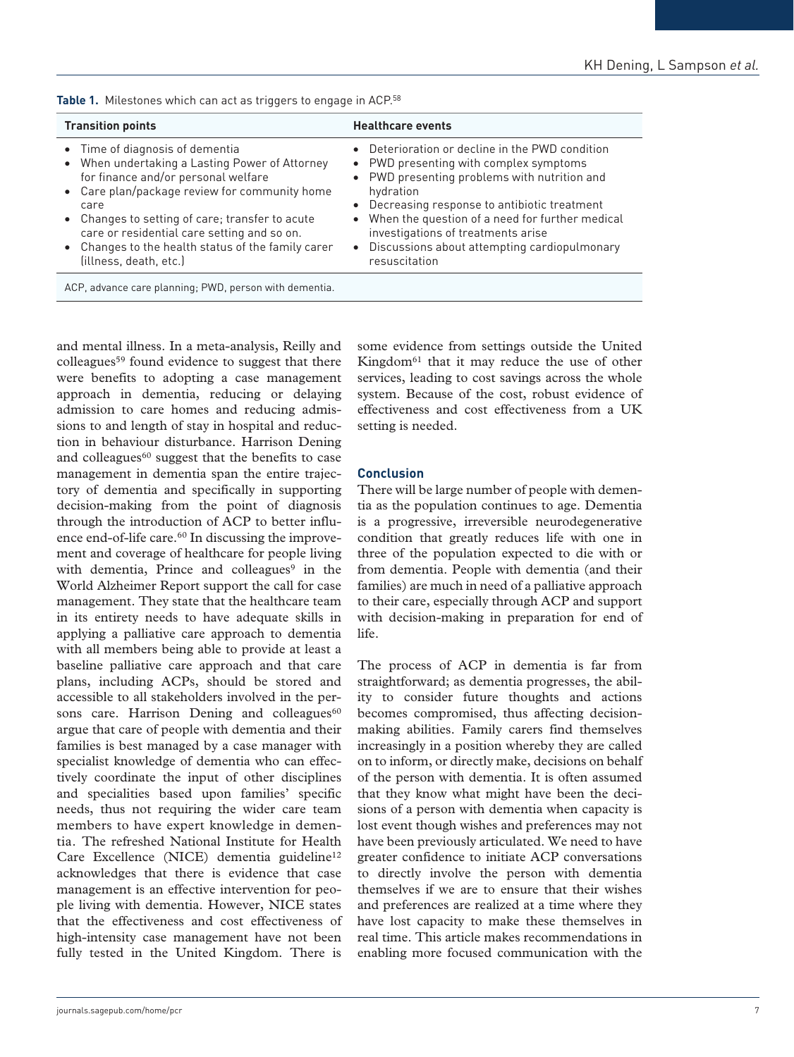**Table 1.** Milestones which can act as triggers to engage in ACP.[58]

| Transition points | Healthcare events |
|---|---|
| • Time of diagnosis of dementia<br>• When undertaking a Lasting Power of Attorney for finance and/or personal welfare<br>• Care plan/package review for community home care<br>• Changes to setting of care; transfer to acute care or residential care setting and so on.<br>• Changes to the health status of the family carer (illness, death, etc.) | • Deterioration or decline in the PWD condition<br>• PWD presenting with complex symptoms<br>• PWD presenting problems with nutrition and hydration<br>• Decreasing response to antibiotic treatment<br>• When the question of a need for further medical investigations of treatments arise<br>• Discussions about attempting cardiopulmonary resuscitation |

ACP, advance care planning; PWD, person with dementia.

and mental illness. In a meta-analysis, Reilly and colleagues[59] found evidence to suggest that there were benefits to adopting a case management approach in dementia, reducing or delaying admission to care homes and reducing admissions to and length of stay in hospital and reduction in behaviour disturbance. Harrison Dening and colleagues[60] suggest that the benefits to case management in dementia span the entire trajectory of dementia and specifically in supporting decision-making from the point of diagnosis through the introduction of ACP to better influence end-of-life care.[60] In discussing the improvement and coverage of healthcare for people living with dementia, Prince and colleagues[9] in the World Alzheimer Report support the call for case management. They state that the healthcare team in its entirety needs to have adequate skills in applying a palliative care approach to dementia with all members being able to provide at least a baseline palliative care approach and that care plans, including ACPs, should be stored and accessible to all stakeholders involved in the persons care. Harrison Dening and colleagues[60] argue that care of people with dementia and their families is best managed by a case manager with specialist knowledge of dementia who can effectively coordinate the input of other disciplines and specialities based upon families' specific needs, thus not requiring the wider care team members to have expert knowledge in dementia. The refreshed National Institute for Health Care Excellence (NICE) dementia guideline[12] acknowledges that there is evidence that case management is an effective intervention for people living with dementia. However, NICE states that the effectiveness and cost effectiveness of high-intensity case management have not been fully tested in the United Kingdom. There is some evidence from settings outside the United Kingdom[61] that it may reduce the use of other services, leading to cost savings across the whole system. Because of the cost, robust evidence of effectiveness and cost effectiveness from a UK setting is needed.

## Conclusion

There will be large number of people with dementia as the population continues to age. Dementia is a progressive, irreversible neurodegenerative condition that greatly reduces life with one in three of the population expected to die with or from dementia. People with dementia (and their families) are much in need of a palliative approach to their care, especially through ACP and support with decision-making in preparation for end of life.

The process of ACP in dementia is far from straightforward; as dementia progresses, the ability to consider future thoughts and actions becomes compromised, thus affecting decision-making abilities. Family carers find themselves increasingly in a position whereby they are called on to inform, or directly make, decisions on behalf of the person with dementia. It is often assumed that they know what might have been the decisions of a person with dementia when capacity is lost event though wishes and preferences may not have been previously articulated. We need to have greater confidence to initiate ACP conversations to directly involve the person with dementia themselves if we are to ensure that their wishes and preferences are realized at a time where they have lost capacity to make these themselves in real time. This article makes recommendations in enabling more focused communication with the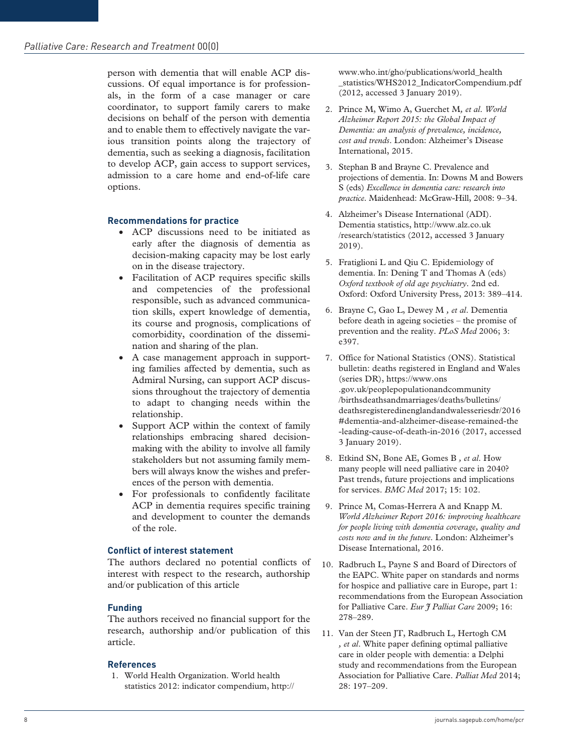person with dementia that will enable ACP discussions. Of equal importance is for professionals, in the form of a case manager or care coordinator, to support family carers to make decisions on behalf of the person with dementia and to enable them to effectively navigate the various transition points along the trajectory of dementia, such as seeking a diagnosis, facilitation to develop ACP, gain access to support services, admission to a care home and end-of-life care options.

## Recommendations for practice

- ACP discussions need to be initiated as early after the diagnosis of dementia as decision-making capacity may be lost early on in the disease trajectory.
- Facilitation of ACP requires specific skills and competencies of the professional responsible, such as advanced communication skills, expert knowledge of dementia, its course and prognosis, complications of comorbidity, coordination of the dissemination and sharing of the plan.
- A case management approach in supporting families affected by dementia, such as Admiral Nursing, can support ACP discussions throughout the trajectory of dementia to adapt to changing needs within the relationship.
- Support ACP within the context of family relationships embracing shared decision-making with the ability to involve all family stakeholders but not assuming family members will always know the wishes and preferences of the person with dementia.
- For professionals to confidently facilitate ACP in dementia requires specific training and development to counter the demands of the role.

## Conflict of interest statement

The authors declared no potential conflicts of interest with respect to the research, authorship and/or publication of this article

## Funding

The authors received no financial support for the research, authorship and/or publication of this article.

## References

1. World Health Organization. World health statistics 2012: indicator compendium, http://www.who.int/gho/publications/world_health_statistics/WHS2012_IndicatorCompendium.pdf (2012, accessed 3 January 2019).
2. Prince M, Wimo A, Guerchet M, *et al*. *World Alzheimer Report 2015: the Global Impact of Dementia: an analysis of prevalence, incidence, cost and trends*. London: Alzheimer's Disease International, 2015.
3. Stephan B and Brayne C. Prevalence and projections of dementia. In: Downs M and Bowers S (eds) *Excellence in dementia care: research into practice*. Maidenhead: McGraw-Hill, 2008: 9–34.
4. Alzheimer's Disease International (ADI). Dementia statistics, http://www.alz.co.uk/research/statistics (2012, accessed 3 January 2019).
5. Fratiglioni L and Qiu C. Epidemiology of dementia. In: Dening T and Thomas A (eds) *Oxford textbook of old age psychiatry*. 2nd ed. Oxford: Oxford University Press, 2013: 389–414.
6. Brayne C, Gao L, Dewey M , *et al*. Dementia before death in ageing societies – the promise of prevention and the reality. *PLoS Med* 2006; 3: e397.
7. Office for National Statistics (ONS). Statistical bulletin: deaths registered in England and Wales (series DR), https://www.ons.gov.uk/peoplepopulationandcommunity/birthsdeathsandmarriages/deaths/bulletins/deathsregisteredinenglandandwalesseriesdr/2016#dementia-and-alzheimer-disease-remained-the-leading-cause-of-death-in-2016 (2017, accessed 3 January 2019).
8. Etkind SN, Bone AE, Gomes B , *et al*. How many people will need palliative care in 2040? Past trends, future projections and implications for services. *BMC Med* 2017; 15: 102.
9. Prince M, Comas-Herrera A and Knapp M. *World Alzheimer Report 2016: improving healthcare for people living with dementia coverage, quality and costs now and in the future*. London: Alzheimer's Disease International, 2016.
10. Radbruch L, Payne S and Board of Directors of the EAPC. White paper on standards and norms for hospice and palliative care in Europe, part 1: recommendations from the European Association for Palliative Care. *Eur J Palliat Care* 2009; 16: 278–289.
11. Van der Steen JT, Radbruch L, Hertogh CM , *et al*. White paper defining optimal palliative care in older people with dementia: a Delphi study and recommendations from the European Association for Palliative Care. *Palliat Med* 2014; 28: 197–209.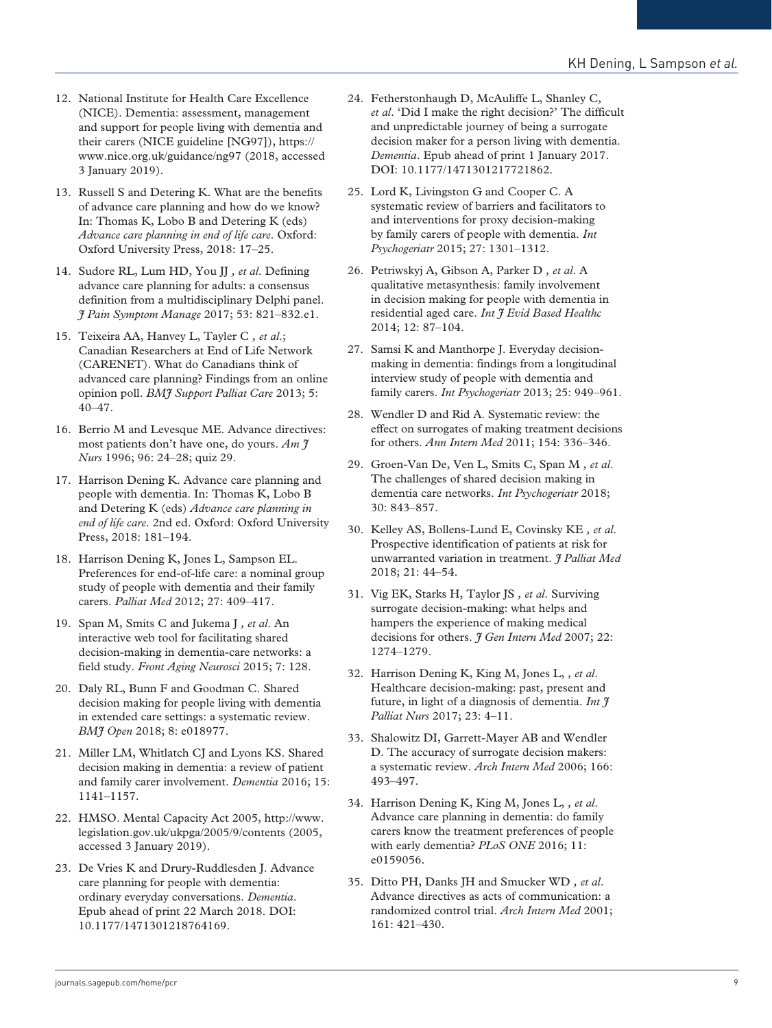12. National Institute for Health Care Excellence (NICE). Dementia: assessment, management and support for people living with dementia and their carers (NICE guideline [NG97]), https://www.nice.org.uk/guidance/ng97 (2018, accessed 3 January 2019).

13. Russell S and Detering K. What are the benefits of advance care planning and how do we know? In: Thomas K, Lobo B and Detering K (eds) *Advance care planning in end of life care*. Oxford: Oxford University Press, 2018: 17–25.

14. Sudore RL, Lum HD, You JJ *, et al*. Defining advance care planning for adults: a consensus definition from a multidisciplinary Delphi panel. *J Pain Symptom Manage* 2017; 53: 821–832.e1.

15. Teixeira AA, Hanvey L, Tayler C *, et al*.; Canadian Researchers at End of Life Network (CARENET). What do Canadians think of advanced care planning? Findings from an online opinion poll. *BMJ Support Palliat Care* 2013; 5: 40–47.

16. Berrio M and Levesque ME. Advance directives: most patients don't have one, do yours. *Am J Nurs* 1996; 96: 24–28; quiz 29.

17. Harrison Dening K. Advance care planning and people with dementia. In: Thomas K, Lobo B and Detering K (eds) *Advance care planning in end of life care*. 2nd ed. Oxford: Oxford University Press, 2018: 181–194.

18. Harrison Dening K, Jones L, Sampson EL. Preferences for end-of-life care: a nominal group study of people with dementia and their family carers. *Palliat Med* 2012; 27: 409–417.

19. Span M, Smits C and Jukema J *, et al*. An interactive web tool for facilitating shared decision-making in dementia-care networks: a field study. *Front Aging Neurosci* 2015; 7: 128.

20. Daly RL, Bunn F and Goodman C. Shared decision making for people living with dementia in extended care settings: a systematic review. *BMJ Open* 2018; 8: e018977.

21. Miller LM, Whitlatch CJ and Lyons KS. Shared decision making in dementia: a review of patient and family carer involvement. *Dementia* 2016; 15: 1141–1157.

22. HMSO. Mental Capacity Act 2005, http://www.legislation.gov.uk/ukpga/2005/9/contents (2005, accessed 3 January 2019).

23. De Vries K and Drury-Ruddlesden J. Advance care planning for people with dementia: ordinary everyday conversations. *Dementia*. Epub ahead of print 22 March 2018. DOI: 10.1177/1471301218764169.

24. Fetherstonhaugh D, McAuliffe L, Shanley C*, et al*. 'Did I make the right decision?' The difficult and unpredictable journey of being a surrogate decision maker for a person living with dementia. *Dementia*. Epub ahead of print 1 January 2017. DOI: 10.1177/1471301217721862.

25. Lord K, Livingston G and Cooper C. A systematic review of barriers and facilitators to and interventions for proxy decision-making by family carers of people with dementia. *Int Psychogeriatr* 2015; 27: 1301–1312.

26. Petriwskyj A, Gibson A, Parker D *, et al*. A qualitative metasynthesis: family involvement in decision making for people with dementia in residential aged care. *Int J Evid Based Healthc* 2014; 12: 87–104.

27. Samsi K and Manthorpe J. Everyday decision-making in dementia: findings from a longitudinal interview study of people with dementia and family carers. *Int Psychogeriatr* 2013; 25: 949–961.

28. Wendler D and Rid A. Systematic review: the effect on surrogates of making treatment decisions for others. *Ann Intern Med* 2011; 154: 336–346.

29. Groen-Van De, Ven L, Smits C, Span M *, et al*. The challenges of shared decision making in dementia care networks. *Int Psychogeriatr* 2018; 30: 843–857.

30. Kelley AS, Bollens-Lund E, Covinsky KE *, et al*. Prospective identification of patients at risk for unwarranted variation in treatment. *J Palliat Med* 2018; 21: 44–54.

31. Vig EK, Starks H, Taylor JS *, et al*. Surviving surrogate decision-making: what helps and hampers the experience of making medical decisions for others. *J Gen Intern Med* 2007; 22: 1274–1279.

32. Harrison Dening K, King M, Jones L, *, et al*. Healthcare decision-making: past, present and future, in light of a diagnosis of dementia. *Int J Palliat Nurs* 2017; 23: 4–11.

33. Shalowitz DI, Garrett-Mayer AB and Wendler D. The accuracy of surrogate decision makers: a systematic review. *Arch Intern Med* 2006; 166: 493–497.

34. Harrison Dening K, King M, Jones L, *, et al*. Advance care planning in dementia: do family carers know the treatment preferences of people with early dementia? *PLoS ONE* 2016; 11: e0159056.

35. Ditto PH, Danks JH and Smucker WD *, et al*. Advance directives as acts of communication: a randomized control trial. *Arch Intern Med* 2001; 161: 421–430.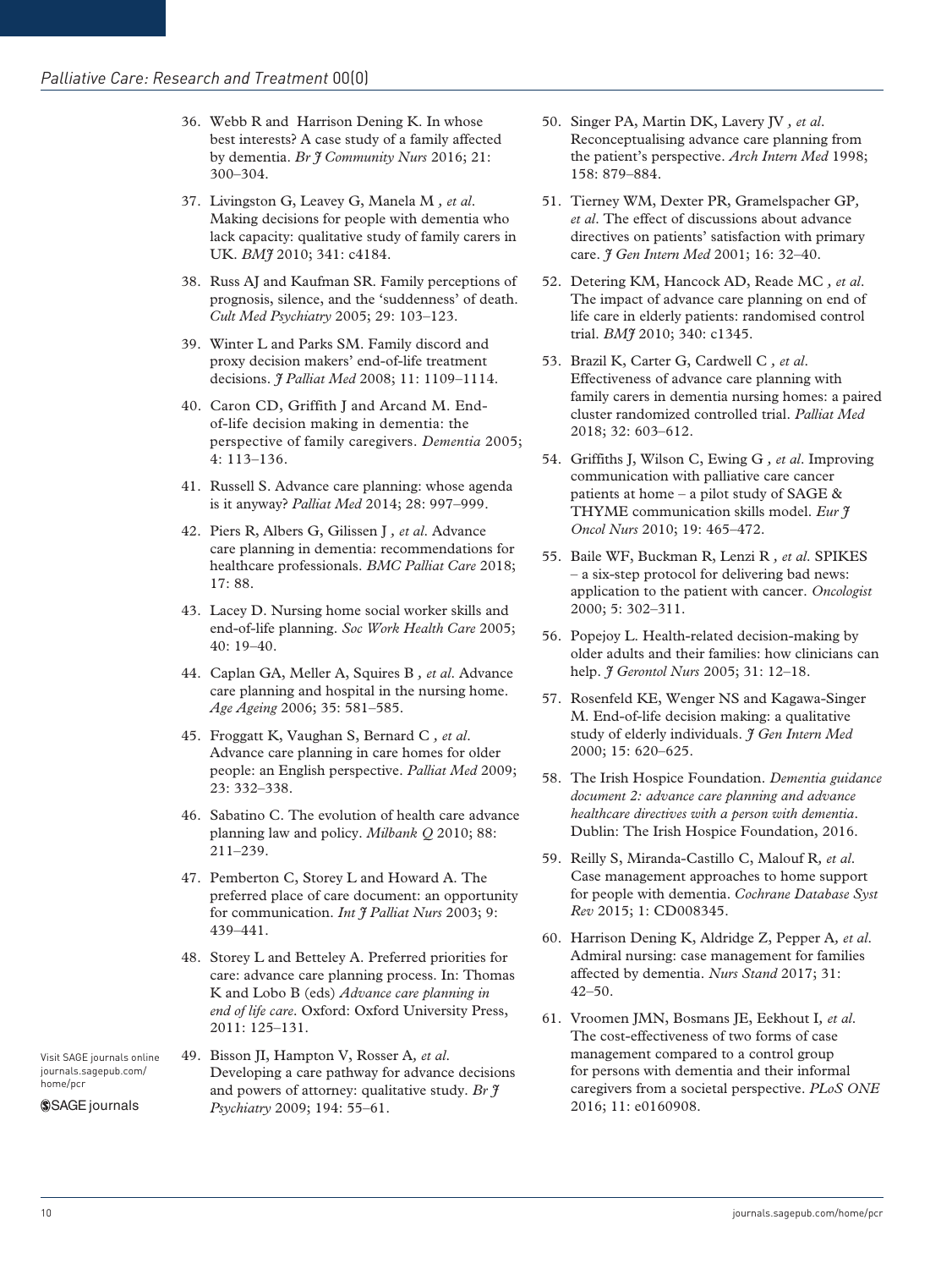36. Webb R and Harrison Dening K. In whose best interests? A case study of a family affected by dementia. *Br J Community Nurs* 2016; 21: 300–304.

37. Livingston G, Leavey G, Manela M , *et al*. Making decisions for people with dementia who lack capacity: qualitative study of family carers in UK. *BMJ* 2010; 341: c4184.

38. Russ AJ and Kaufman SR. Family perceptions of prognosis, silence, and the 'suddenness' of death. *Cult Med Psychiatry* 2005; 29: 103–123.

39. Winter L and Parks SM. Family discord and proxy decision makers' end-of-life treatment decisions. *J Palliat Med* 2008; 11: 1109–1114.

40. Caron CD, Griffith J and Arcand M. End-of-life decision making in dementia: the perspective of family caregivers. *Dementia* 2005; 4: 113–136.

41. Russell S. Advance care planning: whose agenda is it anyway? *Palliat Med* 2014; 28: 997–999.

42. Piers R, Albers G, Gilissen J , *et al*. Advance care planning in dementia: recommendations for healthcare professionals. *BMC Palliat Care* 2018; 17: 88.

43. Lacey D. Nursing home social worker skills and end-of-life planning. *Soc Work Health Care* 2005; 40: 19–40.

44. Caplan GA, Meller A, Squires B , *et al*. Advance care planning and hospital in the nursing home. *Age Ageing* 2006; 35: 581–585.

45. Froggatt K, Vaughan S, Bernard C , *et al*. Advance care planning in care homes for older people: an English perspective. *Palliat Med* 2009; 23: 332–338.

46. Sabatino C. The evolution of health care advance planning law and policy. *Milbank Q* 2010; 88: 211–239.

47. Pemberton C, Storey L and Howard A. The preferred place of care document: an opportunity for communication. *Int J Palliat Nurs* 2003; 9: 439–441.

48. Storey L and Betteley A. Preferred priorities for care: advance care planning process. In: Thomas K and Lobo B (eds) *Advance care planning in end of life care*. Oxford: Oxford University Press, 2011: 125–131.

49. Bisson JI, Hampton V, Rosser A, *et al*. Developing a care pathway for advance decisions and powers of attorney: qualitative study. *Br J Psychiatry* 2009; 194: 55–61.

50. Singer PA, Martin DK, Lavery JV , *et al*. Reconceptualising advance care planning from the patient's perspective. *Arch Intern Med* 1998; 158: 879–884.

51. Tierney WM, Dexter PR, Gramelspacher GP, *et al*. The effect of discussions about advance directives on patients' satisfaction with primary care. *J Gen Intern Med* 2001; 16: 32–40.

52. Detering KM, Hancock AD, Reade MC , *et al*. The impact of advance care planning on end of life care in elderly patients: randomised control trial. *BMJ* 2010; 340: c1345.

53. Brazil K, Carter G, Cardwell C , *et al*. Effectiveness of advance care planning with family carers in dementia nursing homes: a paired cluster randomized controlled trial. *Palliat Med* 2018; 32: 603–612.

54. Griffiths J, Wilson C, Ewing G , *et al*. Improving communication with palliative care cancer patients at home – a pilot study of SAGE & THYME communication skills model. *Eur J Oncol Nurs* 2010; 19: 465–472.

55. Baile WF, Buckman R, Lenzi R , *et al*. SPIKES – a six-step protocol for delivering bad news: application to the patient with cancer. *Oncologist* 2000; 5: 302–311.

56. Popejoy L. Health-related decision-making by older adults and their families: how clinicians can help. *J Gerontol Nurs* 2005; 31: 12–18.

57. Rosenfeld KE, Wenger NS and Kagawa-Singer M. End-of-life decision making: a qualitative study of elderly individuals. *J Gen Intern Med* 2000; 15: 620–625.

58. The Irish Hospice Foundation. *Dementia guidance document 2: advance care planning and advance healthcare directives with a person with dementia*. Dublin: The Irish Hospice Foundation, 2016.

59. Reilly S, Miranda-Castillo C, Malouf R, *et al*. Case management approaches to home support for people with dementia. *Cochrane Database Syst Rev* 2015; 1: CD008345.

60. Harrison Dening K, Aldridge Z, Pepper A, *et al*. Admiral nursing: case management for families affected by dementia. *Nurs Stand* 2017; 31: 42–50.

61. Vroomen JMN, Bosmans JE, Eekhout I, *et al*. The cost-effectiveness of two forms of case management compared to a control group for persons with dementia and their informal caregivers from a societal perspective. *PLoS ONE* 2016; 11: e0160908.